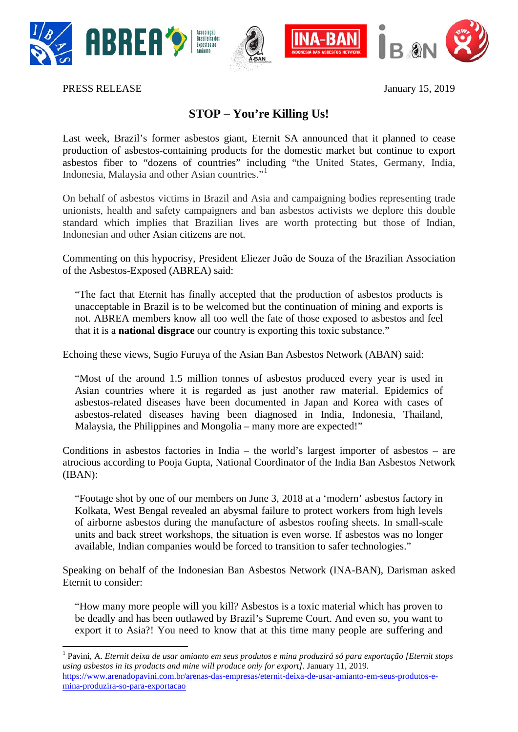PRESS RELEASE January 15, 2019

# STOP – You're Killing Us!

Last week, Brazil's former asbestos giant, Eternit SA announced that it planned to cease production of asbestos-containing products for the domestic market but continue to export asbestos fiber to "dozens of countries" including "the United States, Germany, India, Indonesia, Malaysia and other Asian countries."[1]

On behalf of asbestos victims in Brazil and Asia and campaigning bodies representing trade unionists, health and safety campaigners and ban asbestos activists we deplore this double standard which implies that Brazilian lives are worth protecting but those of Indian, Indonesian and other Asian citizens are not.

Commenting on this hypocrisy, President Eliezer João de Souza of the Brazilian Association of the Asbestos-Exposed (ABREA) said:

> "The fact that Eternit has finally accepted that the production of asbestos products is unacceptable in Brazil is to be welcomed but the continuation of mining and exports is not. ABREA members know all too well the fate of those exposed to asbestos and feel that it is a **national disgrace** our country is exporting this toxic substance."

Echoing these views, Sugio Furuya of the Asian Ban Asbestos Network (ABAN) said:

> "Most of the around 1.5 million tonnes of asbestos produced every year is used in Asian countries where it is regarded as just another raw material. Epidemics of asbestos-related diseases have been documented in Japan and Korea with cases of asbestos-related diseases having been diagnosed in India, Indonesia, Thailand, Malaysia, the Philippines and Mongolia – many more are expected!"

Conditions in asbestos factories in India – the world's largest importer of asbestos – are atrocious according to Pooja Gupta, National Coordinator of the India Ban Asbestos Network (IBAN):

> "Footage shot by one of our members on June 3, 2018 at a 'modern' asbestos factory in Kolkata, West Bengal revealed an abysmal failure to protect workers from high levels of airborne asbestos during the manufacture of asbestos roofing sheets. In small-scale units and back street workshops, the situation is even worse. If asbestos was no longer available, Indian companies would be forced to transition to safer technologies."

Speaking on behalf of the Indonesian Ban Asbestos Network (INA-BAN), Darisman asked Eternit to consider:

> "How many more people will you kill? Asbestos is a toxic material which has proven to be deadly and has been outlawed by Brazil's Supreme Court. And even so, you want to export it to Asia?! You need to know that at this time many people are suffering and

---

[1] Pavini, A. *Eternit deixa de usar amianto em seus produtos e mina produzirá só para exportação [Eternit stops using asbestos in its products and mine will produce only for export]*. January 11, 2019. https://www.arenadopavini.com.br/arenas-das-empresas/eternit-deixa-de-usar-amianto-em-seus-produtos-e-mina-produzira-so-para-exportacao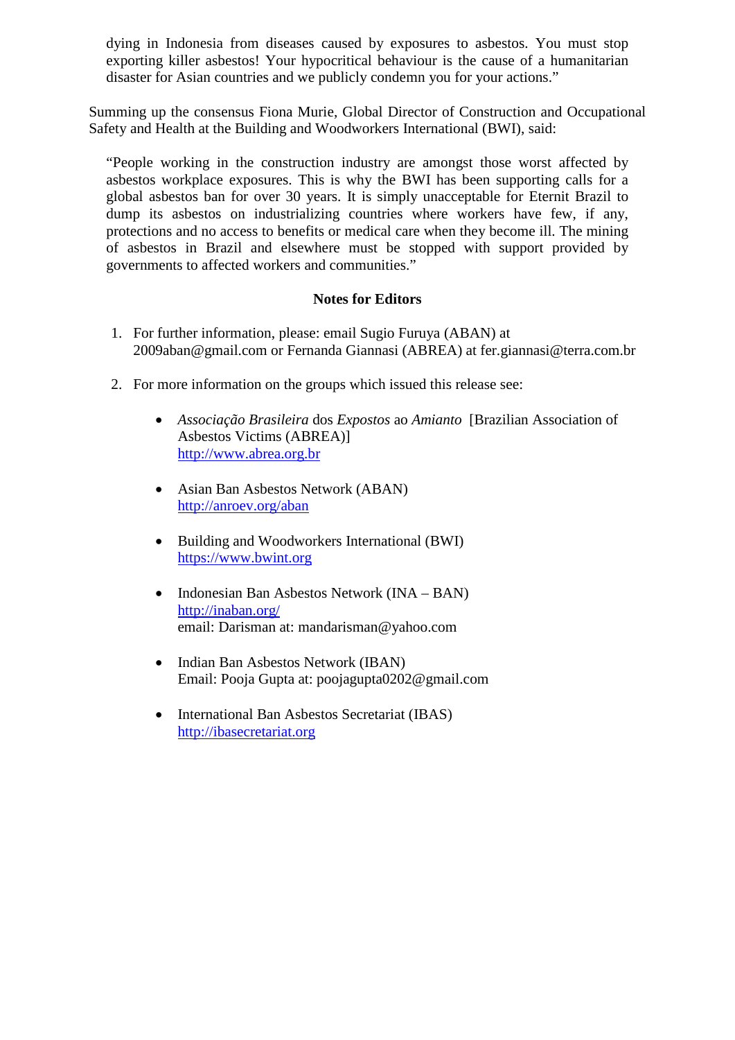dying in Indonesia from diseases caused by exposures to asbestos. You must stop exporting killer asbestos! Your hypocritical behaviour is the cause of a humanitarian disaster for Asian countries and we publicly condemn you for your actions."

Summing up the consensus Fiona Murie, Global Director of Construction and Occupational Safety and Health at the Building and Woodworkers International (BWI), said:

> "People working in the construction industry are amongst those worst affected by asbestos workplace exposures. This is why the BWI has been supporting calls for a global asbestos ban for over 30 years. It is simply unacceptable for Eternit Brazil to dump its asbestos on industrializing countries where workers have few, if any, protections and no access to benefits or medical care when they become ill. The mining of asbestos in Brazil and elsewhere must be stopped with support provided by governments to affected workers and communities."

**Notes for Editors**

1. For further information, please: email Sugio Furuya (ABAN) at 2009aban@gmail.com or Fernanda Giannasi (ABREA) at fer.giannasi@terra.com.br

2. For more information on the groups which issued this release see:

   - *Associação Brasileira* dos *Expostos* ao *Amianto* [Brazilian Association of Asbestos Victims (ABREA)]
     http://www.abrea.org.br

   - Asian Ban Asbestos Network (ABAN)
     http://anroev.org/aban

   - Building and Woodworkers International (BWI)
     https://www.bwint.org

   - Indonesian Ban Asbestos Network (INA – BAN)
     http://inaban.org/
     email: Darisman at: mandarisman@yahoo.com

   - Indian Ban Asbestos Network (IBAN)
     Email: Pooja Gupta at: poojagupta0202@gmail.com

   - International Ban Asbestos Secretariat (IBAS)
     http://ibasecretariat.org